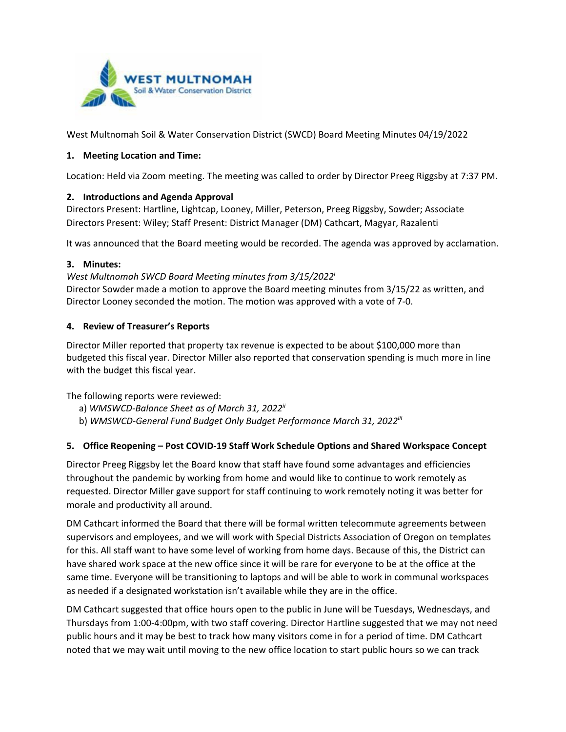West Multnomah Soil & Water Conservation District (SWCD) Board Meeting Minutes 04/19/2022

### 1. Meeting Location and Time:

Location: Held via Zoom meeting. The meeting was called to order by Director Preeg Riggsby at 7:37 PM.

### 2. Introductions and Agenda Approval

Directors Present: Hartline, Lightcap, Looney, Miller, Peterson, Preeg Riggsby, Sowder; Associate Directors Present: Wiley; Staff Present: District Manager (DM) Cathcart, Magyar, Razalenti

It was announced that the Board meeting would be recorded. The agenda was approved by acclamation.

### 3. Minutes:

*West Multnomah SWCD Board Meeting minutes from 3/15/2022*[i]

Director Sowder made a motion to approve the Board meeting minutes from 3/15/22 as written, and Director Looney seconded the motion. The motion was approved with a vote of 7-0.

### 4. Review of Treasurer's Reports

Director Miller reported that property tax revenue is expected to be about $100,000 more than budgeted this fiscal year. Director Miller also reported that conservation spending is much more in line with the budget this fiscal year.

The following reports were reviewed:

a) *WMSWCD-Balance Sheet as of March 31, 2022*[ii]

b) *WMSWCD-General Fund Budget Only Budget Performance March 31, 2022*[iii]

### 5. Office Reopening – Post COVID-19 Staff Work Schedule Options and Shared Workspace Concept

Director Preeg Riggsby let the Board know that staff have found some advantages and efficiencies throughout the pandemic by working from home and would like to continue to work remotely as requested. Director Miller gave support for staff continuing to work remotely noting it was better for morale and productivity all around.

DM Cathcart informed the Board that there will be formal written telecommute agreements between supervisors and employees, and we will work with Special Districts Association of Oregon on templates for this. All staff want to have some level of working from home days. Because of this, the District can have shared work space at the new office since it will be rare for everyone to be at the office at the same time. Everyone will be transitioning to laptops and will be able to work in communal workspaces as needed if a designated workstation isn't available while they are in the office.

DM Cathcart suggested that office hours open to the public in June will be Tuesdays, Wednesdays, and Thursdays from 1:00-4:00pm, with two staff covering. Director Hartline suggested that we may not need public hours and it may be best to track how many visitors come in for a period of time. DM Cathcart noted that we may wait until moving to the new office location to start public hours so we can track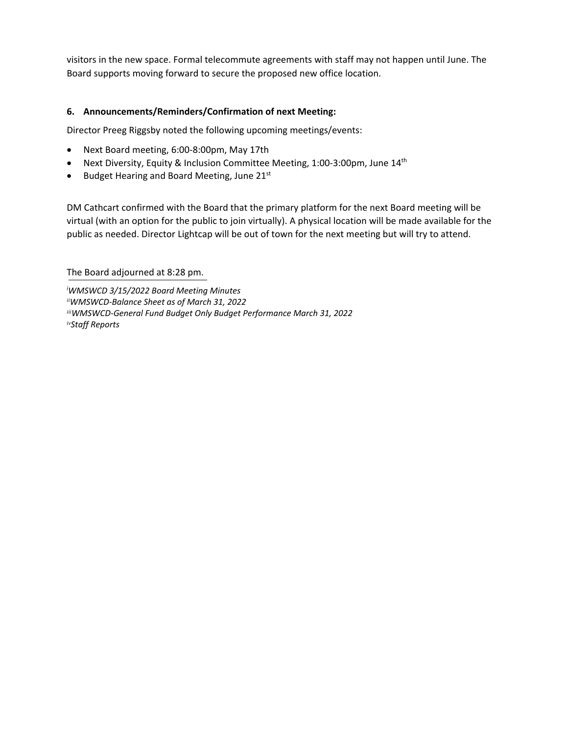visitors in the new space. Formal telecommute agreements with staff may not happen until June. The Board supports moving forward to secure the proposed new office location.

**6. Announcements/Reminders/Confirmation of next Meeting:**

Director Preeg Riggsby noted the following upcoming meetings/events:

- Next Board meeting, 6:00-8:00pm, May 17th
- Next Diversity, Equity & Inclusion Committee Meeting, 1:00-3:00pm, June 14th
- Budget Hearing and Board Meeting, June 21st

DM Cathcart confirmed with the Board that the primary platform for the next Board meeting will be virtual (with an option for the public to join virtually). A physical location will be made available for the public as needed. Director Lightcap will be out of town for the next meeting but will try to attend.

The Board adjourned at 8:28 pm.

[i] *WMSWCD 3/15/2022 Board Meeting Minutes*
[ii] *WMSWCD-Balance Sheet as of March 31, 2022*
[iii] *WMSWCD-General Fund Budget Only Budget Performance March 31, 2022*
[iv] *Staff Reports*